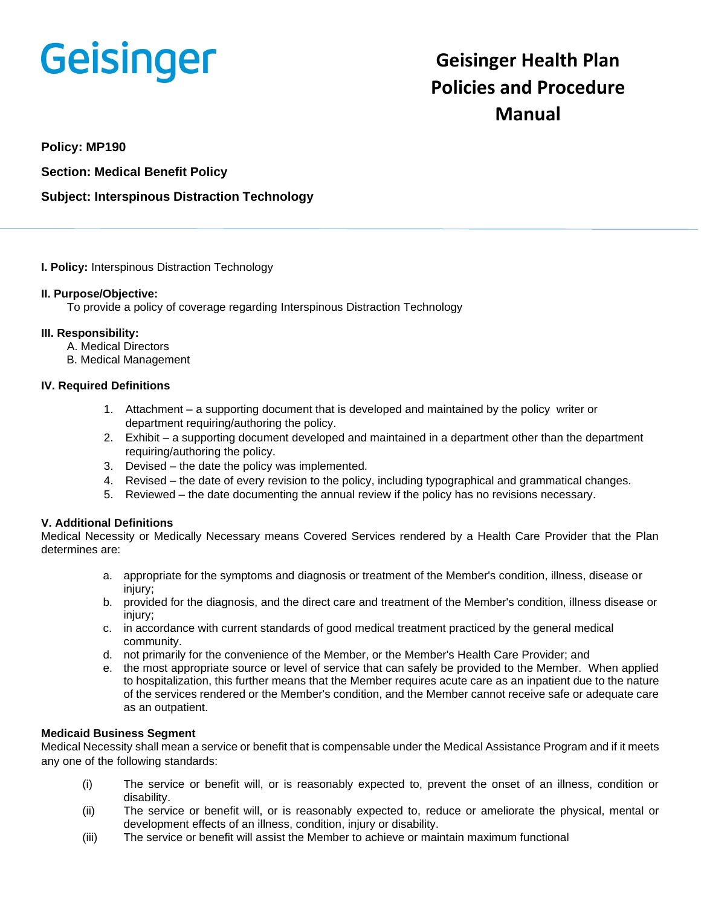Geisinger

# Geisinger Health Plan Policies and Procedure Manual

**Policy: MP190**

**Section: Medical Benefit Policy**

**Subject: Interspinous Distraction Technology**

**I. Policy:** Interspinous Distraction Technology

**II. Purpose/Objective:**

To provide a policy of coverage regarding Interspinous Distraction Technology

**III. Responsibility:**

A. Medical Directors
B. Medical Management

**IV. Required Definitions**

1. Attachment – a supporting document that is developed and maintained by the policy writer or department requiring/authoring the policy.
2. Exhibit – a supporting document developed and maintained in a department other than the department requiring/authoring the policy.
3. Devised – the date the policy was implemented.
4. Revised – the date of every revision to the policy, including typographical and grammatical changes.
5. Reviewed – the date documenting the annual review if the policy has no revisions necessary.

**V. Additional Definitions**

Medical Necessity or Medically Necessary means Covered Services rendered by a Health Care Provider that the Plan determines are:

a. appropriate for the symptoms and diagnosis or treatment of the Member's condition, illness, disease or injury;
b. provided for the diagnosis, and the direct care and treatment of the Member's condition, illness disease or injury;
c. in accordance with current standards of good medical treatment practiced by the general medical community.
d. not primarily for the convenience of the Member, or the Member's Health Care Provider; and
e. the most appropriate source or level of service that can safely be provided to the Member. When applied to hospitalization, this further means that the Member requires acute care as an inpatient due to the nature of the services rendered or the Member's condition, and the Member cannot receive safe or adequate care as an outpatient.

**Medicaid Business Segment**

Medical Necessity shall mean a service or benefit that is compensable under the Medical Assistance Program and if it meets any one of the following standards:

(i) The service or benefit will, or is reasonably expected to, prevent the onset of an illness, condition or disability.
(ii) The service or benefit will, or is reasonably expected to, reduce or ameliorate the physical, mental or development effects of an illness, condition, injury or disability.
(iii) The service or benefit will assist the Member to achieve or maintain maximum functional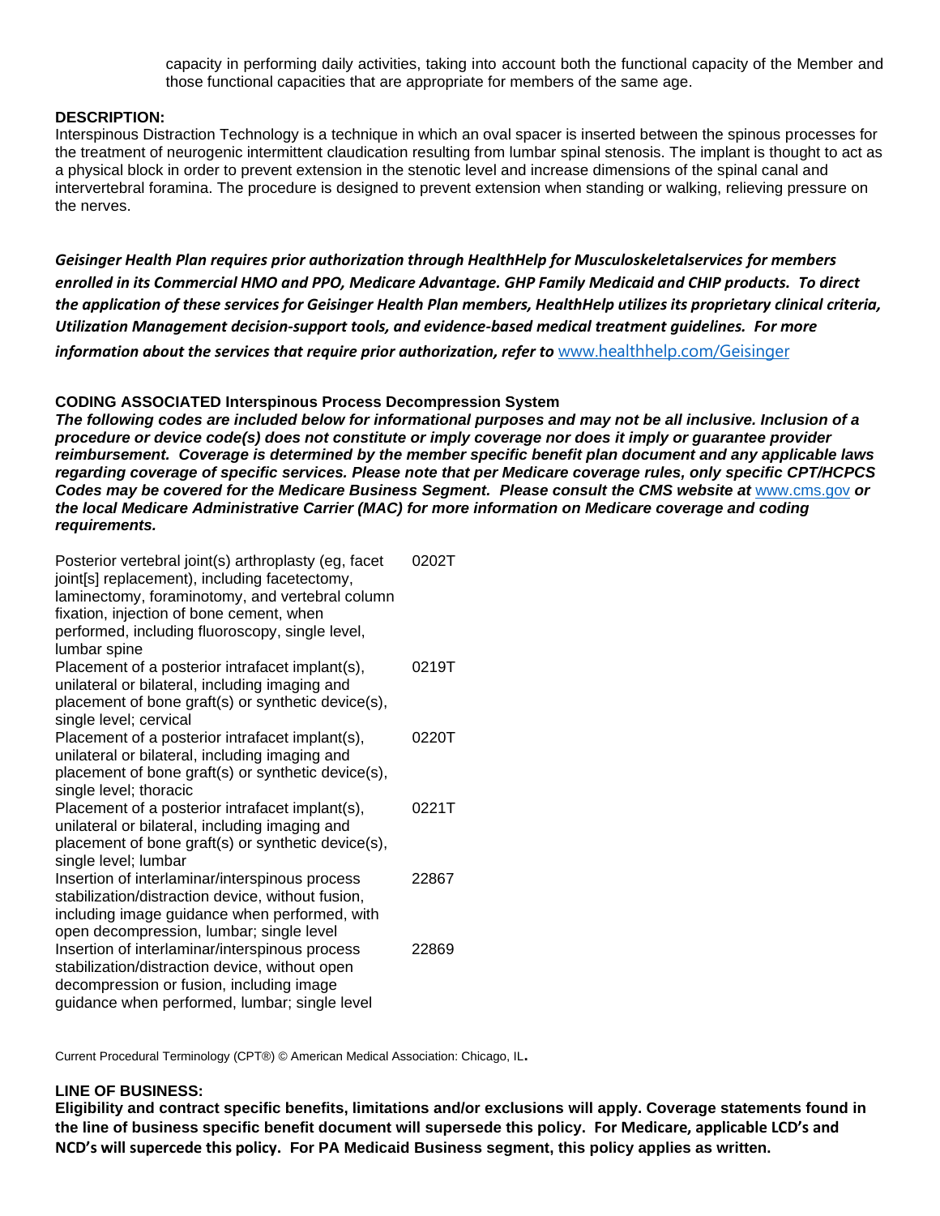capacity in performing daily activities, taking into account both the functional capacity of the Member and those functional capacities that are appropriate for members of the same age.

**DESCRIPTION:**

Interspinous Distraction Technology is a technique in which an oval spacer is inserted between the spinous processes for the treatment of neurogenic intermittent claudication resulting from lumbar spinal stenosis. The implant is thought to act as a physical block in order to prevent extension in the stenotic level and increase dimensions of the spinal canal and intervertebral foramina. The procedure is designed to prevent extension when standing or walking, relieving pressure on the nerves.

***Geisinger Health Plan requires prior authorization through HealthHelp for Musculoskeletalservices for members enrolled in its Commercial HMO and PPO, Medicare Advantage. GHP Family Medicaid and CHIP products. To direct the application of these services for Geisinger Health Plan members, HealthHelp utilizes its proprietary clinical criteria, Utilization Management decision-support tools, and evidence-based medical treatment guidelines. For more information about the services that require prior authorization, refer to*** www.healthhelp.com/Geisinger

**CODING ASSOCIATED Interspinous Process Decompression System**

***The following codes are included below for informational purposes and may not be all inclusive. Inclusion of a procedure or device code(s) does not constitute or imply coverage nor does it imply or guarantee provider reimbursement. Coverage is determined by the member specific benefit plan document and any applicable laws regarding coverage of specific services. Please note that per Medicare coverage rules, only specific CPT/HCPCS Codes may be covered for the Medicare Business Segment. Please consult the CMS website at*** www.cms.gov ***or the local Medicare Administrative Carrier (MAC) for more information on Medicare coverage and coding requirements.***

| Description | Code |
|---|---|
| Posterior vertebral joint(s) arthroplasty (eg, facet joint[s] replacement), including facetectomy, laminectomy, foraminotomy, and vertebral column fixation, injection of bone cement, when performed, including fluoroscopy, single level, lumbar spine | 0202T |
| Placement of a posterior intrafacet implant(s), unilateral or bilateral, including imaging and placement of bone graft(s) or synthetic device(s), single level; cervical | 0219T |
| Placement of a posterior intrafacet implant(s), unilateral or bilateral, including imaging and placement of bone graft(s) or synthetic device(s), single level; thoracic | 0220T |
| Placement of a posterior intrafacet implant(s), unilateral or bilateral, including imaging and placement of bone graft(s) or synthetic device(s), single level; lumbar | 0221T |
| Insertion of interlaminar/interspinous process stabilization/distraction device, without fusion, including image guidance when performed, with open decompression, lumbar; single level | 22867 |
| Insertion of interlaminar/interspinous process stabilization/distraction device, without open decompression or fusion, including image guidance when performed, lumbar; single level | 22869 |

Current Procedural Terminology (CPT®) © American Medical Association: Chicago, IL.

**LINE OF BUSINESS:**

**Eligibility and contract specific benefits, limitations and/or exclusions will apply. Coverage statements found in the line of business specific benefit document will supersede this policy. For Medicare, applicable LCD's and NCD's will supercede this policy. For PA Medicaid Business segment, this policy applies as written.**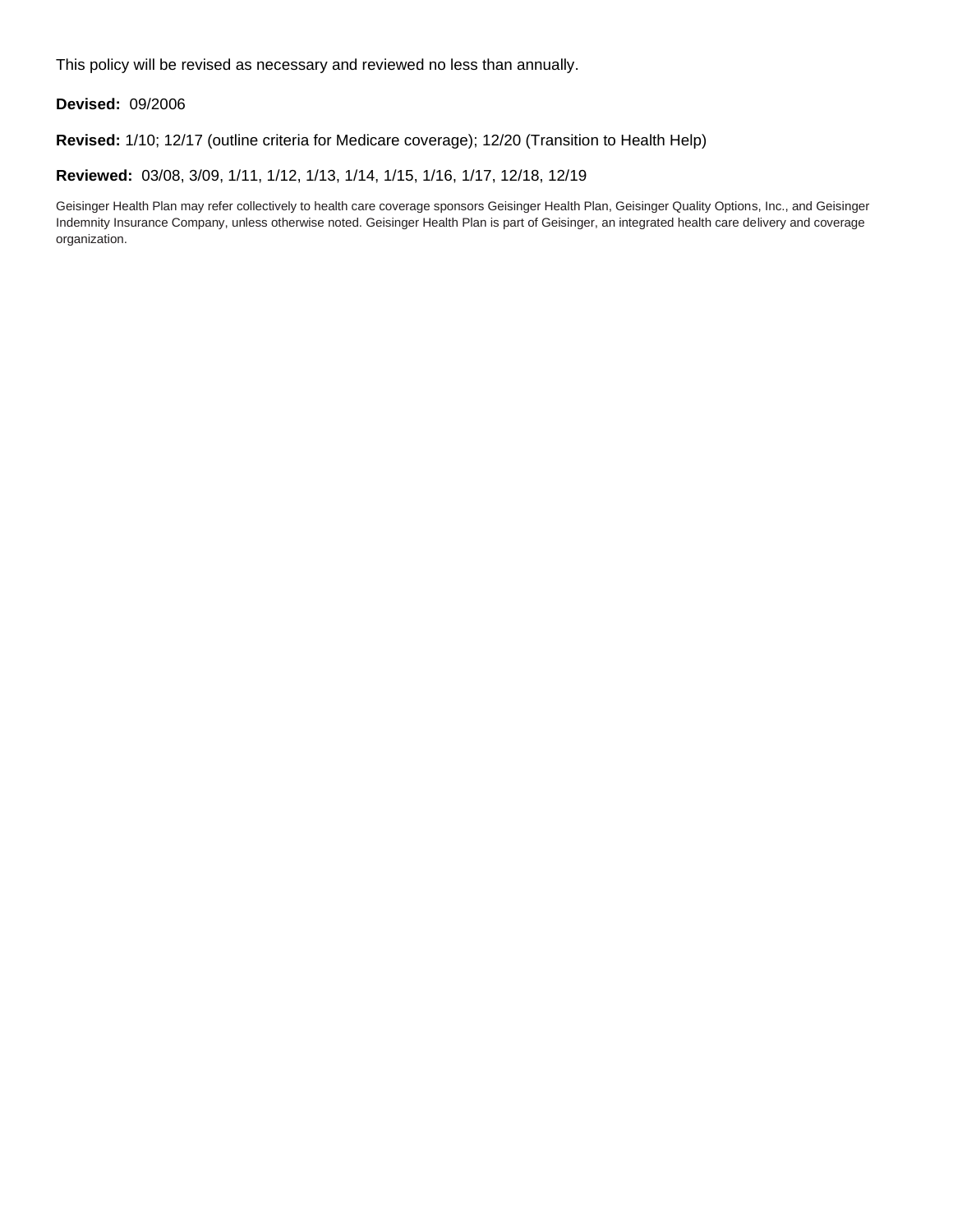This policy will be revised as necessary and reviewed no less than annually.

**Devised:** 09/2006

**Revised:** 1/10; 12/17 (outline criteria for Medicare coverage); 12/20 (Transition to Health Help)

**Reviewed:** 03/08, 3/09, 1/11, 1/12, 1/13, 1/14, 1/15, 1/16, 1/17, 12/18, 12/19

Geisinger Health Plan may refer collectively to health care coverage sponsors Geisinger Health Plan, Geisinger Quality Options, Inc., and Geisinger Indemnity Insurance Company, unless otherwise noted. Geisinger Health Plan is part of Geisinger, an integrated health care delivery and coverage organization.